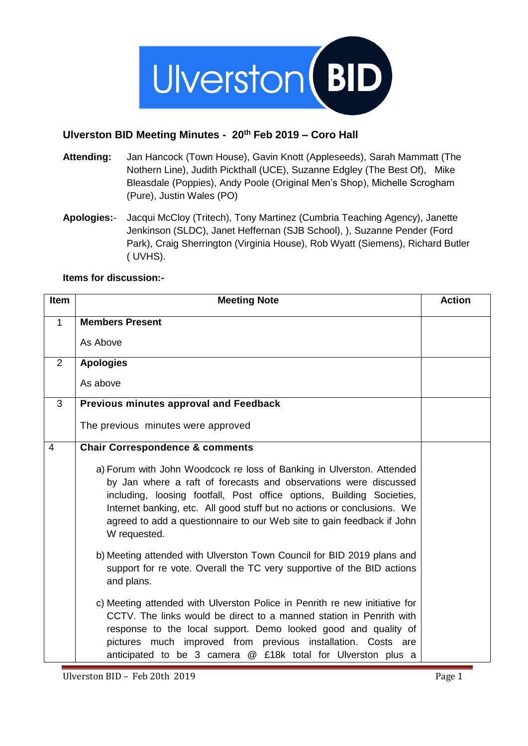Ulverston BID

## Ulverston BID Meeting Minutes - 20th Feb 2019 – Coro Hall

**Attending:** Jan Hancock (Town House), Gavin Knott (Appleseeds), Sarah Mammatt (The Nothern Line), Judith Pickthall (UCE), Suzanne Edgley (The Best Of), Mike Bleasdale (Poppies), Andy Poole (Original Men's Shop), Michelle Scrogham (Pure), Justin Wales (PO)

**Apologies:-** Jacqui McCloy (Tritech), Tony Martinez (Cumbria Teaching Agency), Janette Jenkinson (SLDC), Janet Heffernan (SJB School), ), Suzanne Pender (Ford Park), Craig Sherrington (Virginia House), Rob Wyatt (Siemens), Richard Butler ( UVHS).

**Items for discussion:-**

| Item | Meeting Note | Action |
|---|---|---|
| 1 | **Members Present**<br><br>As Above | |
| 2 | **Apologies**<br><br>As above | |
| 3 | **Previous minutes approval and Feedback**<br><br>The previous minutes were approved | |
| 4 | **Chair Correspondence & comments**<br><br>a) Forum with John Woodcock re loss of Banking in Ulverston. Attended by Jan where a raft of forecasts and observations were discussed including, loosing footfall, Post office options, Building Societies, Internet banking, etc. All good stuff but no actions or conclusions. We agreed to add a questionnaire to our Web site to gain feedback if John W requested.<br><br>b) Meeting attended with Ulverston Town Council for BID 2019 plans and support for re vote. Overall the TC very supportive of the BID actions and plans.<br><br>c) Meeting attended with Ulverston Police in Penrith re new initiative for CCTV. The links would be direct to a manned station in Penrith with response to the local support. Demo looked good and quality of pictures much improved from previous installation. Costs are anticipated to be 3 camera @ £18k total for Ulverston plus a | |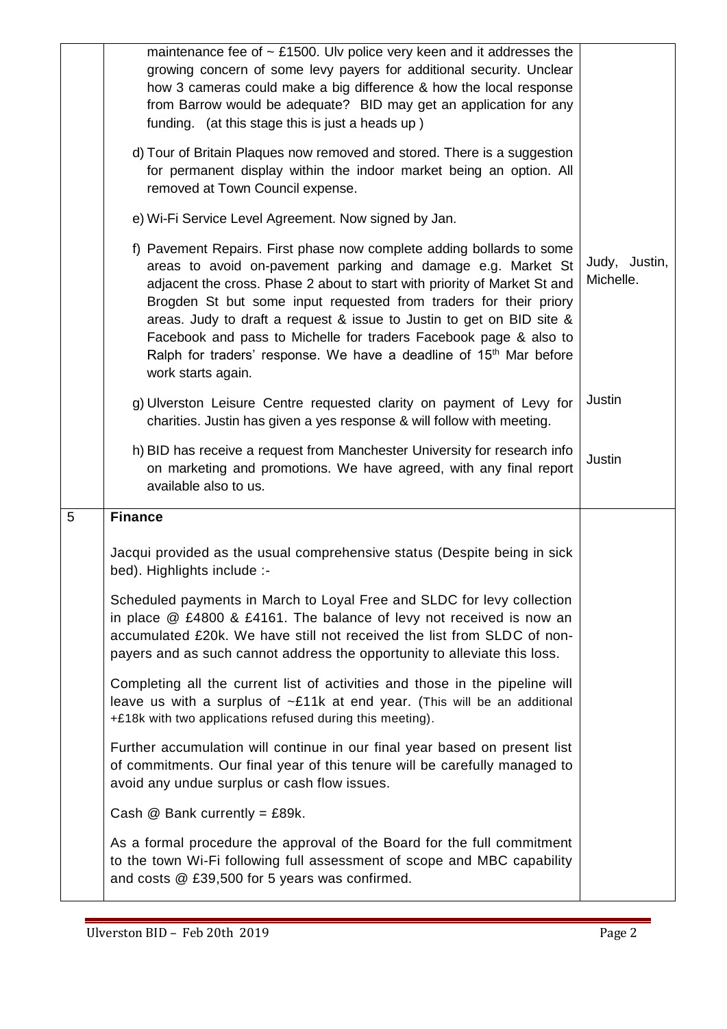|   |   |   |
|---|---|---|
|   | maintenance fee of ~ £1500. Ulv police very keen and it addresses the growing concern of some levy payers for additional security. Unclear how 3 cameras could make a big difference & how the local response from Barrow would be adequate? BID may get an application for any funding. (at this stage this is just a heads up ) | |
|   | d) Tour of Britain Plaques now removed and stored. There is a suggestion for permanent display within the indoor market being an option. All removed at Town Council expense. | |
|   | e) Wi-Fi Service Level Agreement. Now signed by Jan. | |
|   | f) Pavement Repairs. First phase now complete adding bollards to some areas to avoid on-pavement parking and damage e.g. Market St adjacent the cross. Phase 2 about to start with priority of Market St and Brogden St but some input requested from traders for their priory areas. Judy to draft a request & issue to Justin to get on BID site & Facebook and pass to Michelle for traders Facebook page & also to Ralph for traders' response. We have a deadline of 15th Mar before work starts again. | Judy, Justin, Michelle. |
|   | g) Ulverston Leisure Centre requested clarity on payment of Levy for charities. Justin has given a yes response & will follow with meeting. | Justin |
|   | h) BID has receive a request from Manchester University for research info on marketing and promotions. We have agreed, with any final report available also to us. | Justin |
| 5 | **Finance** | |
|   | Jacqui provided as the usual comprehensive status (Despite being in sick bed). Highlights include :- | |
|   | Scheduled payments in March to Loyal Free and SLDC for levy collection in place @ £4800 & £4161. The balance of levy not received is now an accumulated £20k. We have still not received the list from SLDC of non-payers and as such cannot address the opportunity to alleviate this loss. | |
|   | Completing all the current list of activities and those in the pipeline will leave us with a surplus of ~£11k at end year. (This will be an additional +£18k with two applications refused during this meeting). | |
|   | Further accumulation will continue in our final year based on present list of commitments. Our final year of this tenure will be carefully managed to avoid any undue surplus or cash flow issues. | |
|   | Cash @ Bank currently = £89k. | |
|   | As a formal procedure the approval of the Board for the full commitment to the town Wi-Fi following full assessment of scope and MBC capability and costs @ £39,500 for 5 years was confirmed. | |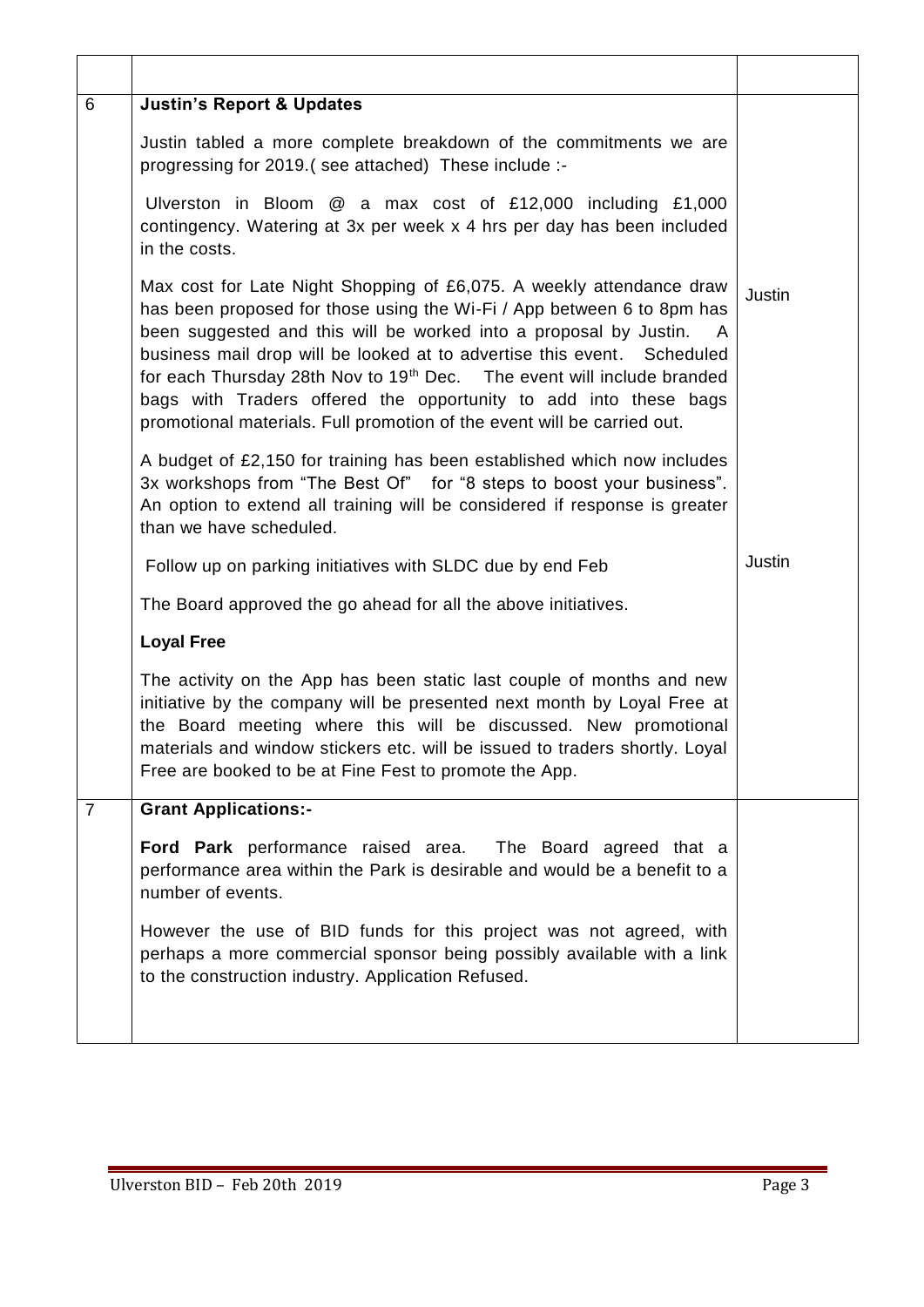| | | |
|---|---|---|
| 6 | **Justin's Report & Updates**<br><br>Justin tabled a more complete breakdown of the commitments we are progressing for 2019.( see attached) These include :-<br><br>Ulverston in Bloom @ a max cost of £12,000 including £1,000 contingency. Watering at 3x per week x 4 hrs per day has been included in the costs.<br><br>Max cost for Late Night Shopping of £6,075. A weekly attendance draw has been proposed for those using the Wi-Fi / App between 6 to 8pm has been suggested and this will be worked into a proposal by Justin. A business mail drop will be looked at to advertise this event. Scheduled for each Thursday 28th Nov to 19th Dec. The event will include branded bags with Traders offered the opportunity to add into these bags promotional materials. Full promotion of the event will be carried out.<br><br>A budget of £2,150 for training has been established which now includes 3x workshops from "The Best Of" for "8 steps to boost your business". An option to extend all training will be considered if response is greater than we have scheduled.<br><br>Follow up on parking initiatives with SLDC due by end Feb<br><br>The Board approved the go ahead for all the above initiatives.<br><br>**Loyal Free**<br><br>The activity on the App has been static last couple of months and new initiative by the company will be presented next month by Loyal Free at the Board meeting where this will be discussed. New promotional materials and window stickers etc. will be issued to traders shortly. Loyal Free are booked to be at Fine Fest to promote the App. | Justin<br><br>Justin |
| 7 | **Grant Applications:-**<br><br>**Ford Park** performance raised area. The Board agreed that a performance area within the Park is desirable and would be a benefit to a number of events.<br><br>However the use of BID funds for this project was not agreed, with perhaps a more commercial sponsor being possibly available with a link to the construction industry. Application Refused. | |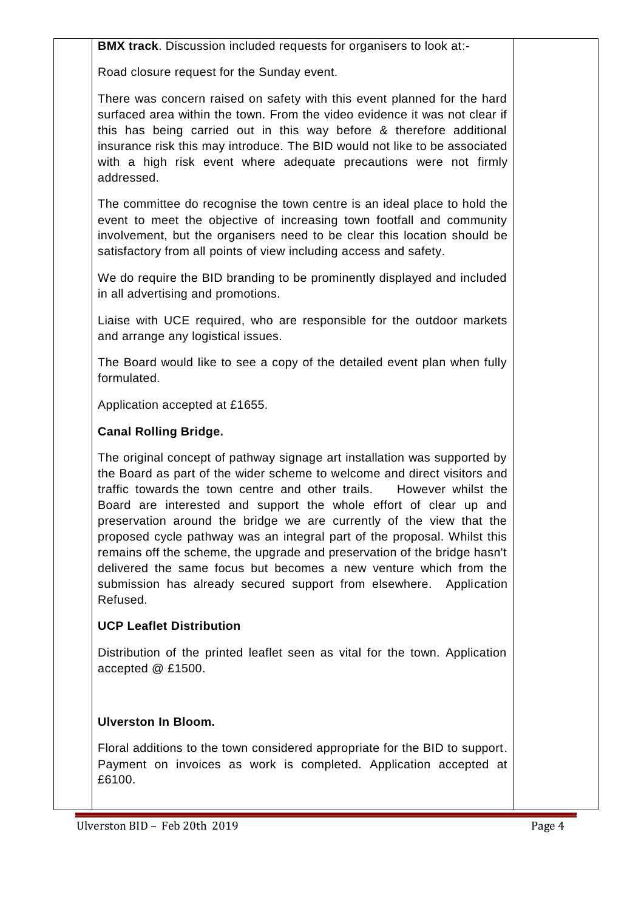**BMX track**. Discussion included requests for organisers to look at:-

Road closure request for the Sunday event.

There was concern raised on safety with this event planned for the hard surfaced area within the town. From the video evidence it was not clear if this has being carried out in this way before & therefore additional insurance risk this may introduce. The BID would not like to be associated with a high risk event where adequate precautions were not firmly addressed.

The committee do recognise the town centre is an ideal place to hold the event to meet the objective of increasing town footfall and community involvement, but the organisers need to be clear this location should be satisfactory from all points of view including access and safety.

We do require the BID branding to be prominently displayed and included in all advertising and promotions.

Liaise with UCE required, who are responsible for the outdoor markets and arrange any logistical issues.

The Board would like to see a copy of the detailed event plan when fully formulated.

Application accepted at £1655.

**Canal Rolling Bridge.**

The original concept of pathway signage art installation was supported by the Board as part of the wider scheme to welcome and direct visitors and traffic towards the town centre and other trails. However whilst the Board are interested and support the whole effort of clear up and preservation around the bridge we are currently of the view that the proposed cycle pathway was an integral part of the proposal. Whilst this remains off the scheme, the upgrade and preservation of the bridge hasn't delivered the same focus but becomes a new venture which from the submission has already secured support from elsewhere. Application Refused.

**UCP Leaflet Distribution**

Distribution of the printed leaflet seen as vital for the town. Application accepted @ £1500.

**Ulverston In Bloom.**

Floral additions to the town considered appropriate for the BID to support. Payment on invoices as work is completed. Application accepted at £6100.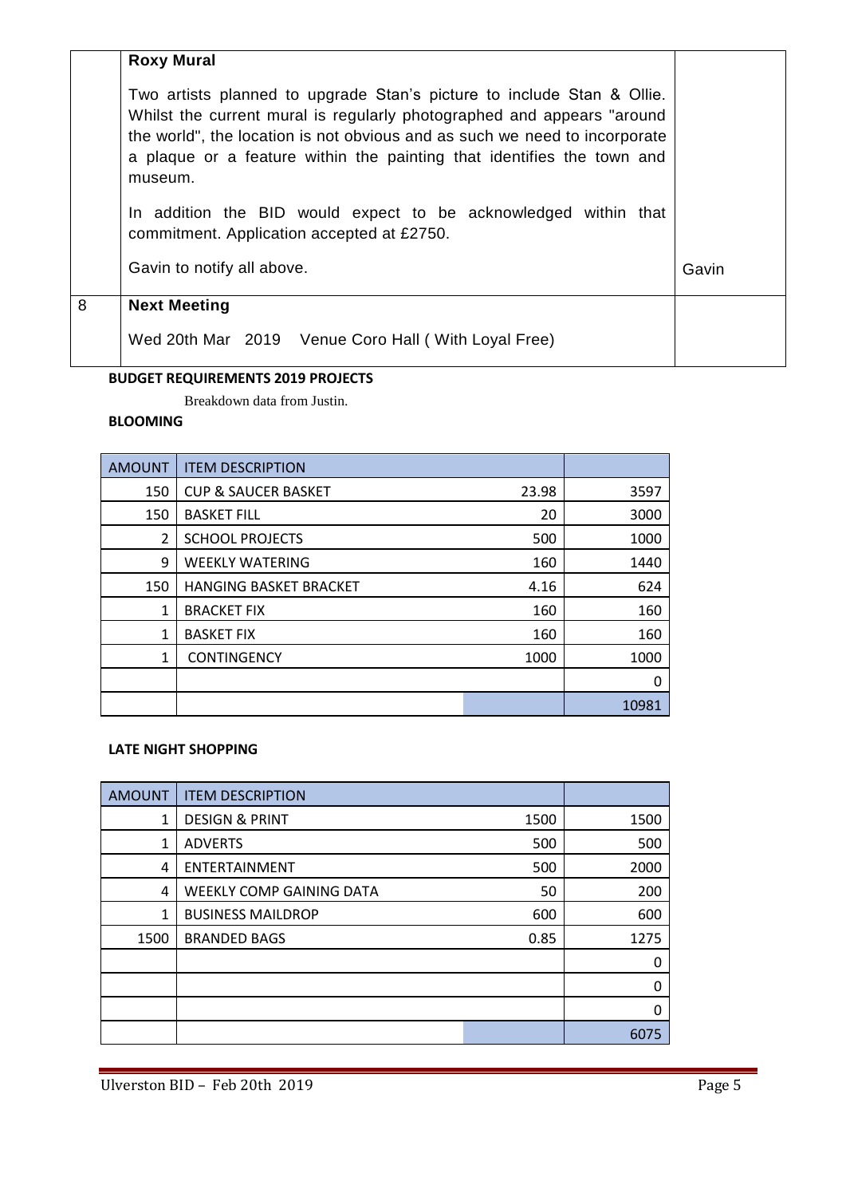| | | |
|---|---|---|
| | **Roxy Mural**<br><br>Two artists planned to upgrade Stan's picture to include Stan & Ollie. Whilst the current mural is regularly photographed and appears "around the world", the location is not obvious and as such we need to incorporate a plaque or a feature within the painting that identifies the town and museum.<br><br>In addition the BID would expect to be acknowledged within that commitment. Application accepted at £2750.<br><br>Gavin to notify all above. | Gavin |
| 8 | **Next Meeting**<br><br>Wed 20th Mar 2019 Venue Coro Hall ( With Loyal Free) | |

**BUDGET REQUIREMENTS 2019 PROJECTS**

Breakdown data from Justin.

**BLOOMING**

| AMOUNT | ITEM DESCRIPTION | | |
|---|---|---|---|
| 150 | CUP & SAUCER BASKET | 23.98 | 3597 |
| 150 | BASKET FILL | 20 | 3000 |
| 2 | SCHOOL PROJECTS | 500 | 1000 |
| 9 | WEEKLY WATERING | 160 | 1440 |
| 150 | HANGING BASKET BRACKET | 4.16 | 624 |
| 1 | BRACKET FIX | 160 | 160 |
| 1 | BASKET FIX | 160 | 160 |
| 1 | CONTINGENCY | 1000 | 1000 |
| | | | 0 |
| | | | 10981 |

**LATE NIGHT SHOPPING**

| AMOUNT | ITEM DESCRIPTION | | |
|---|---|---|---|
| 1 | DESIGN & PRINT | 1500 | 1500 |
| 1 | ADVERTS | 500 | 500 |
| 4 | ENTERTAINMENT | 500 | 2000 |
| 4 | WEEKLY COMP GAINING DATA | 50 | 200 |
| 1 | BUSINESS MAILDROP | 600 | 600 |
| 1500 | BRANDED BAGS | 0.85 | 1275 |
| | | | 0 |
| | | | 0 |
| | | | 0 |
| | | | 6075 |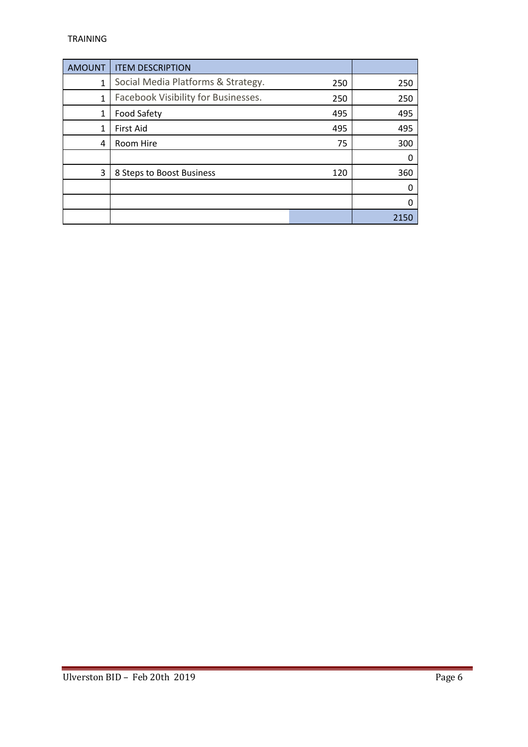TRAINING

| AMOUNT | ITEM DESCRIPTION | | |
|---|---|---|---|
| 1 | Social Media Platforms & Strategy. | 250 | 250 |
| 1 | Facebook Visibility for Businesses. | 250 | 250 |
| 1 | Food Safety | 495 | 495 |
| 1 | First Aid | 495 | 495 |
| 4 | Room Hire | 75 | 300 |
| | | | 0 |
| 3 | 8 Steps to Boost Business | 120 | 360 |
| | | | 0 |
| | | | 0 |
| | | | 2150 |